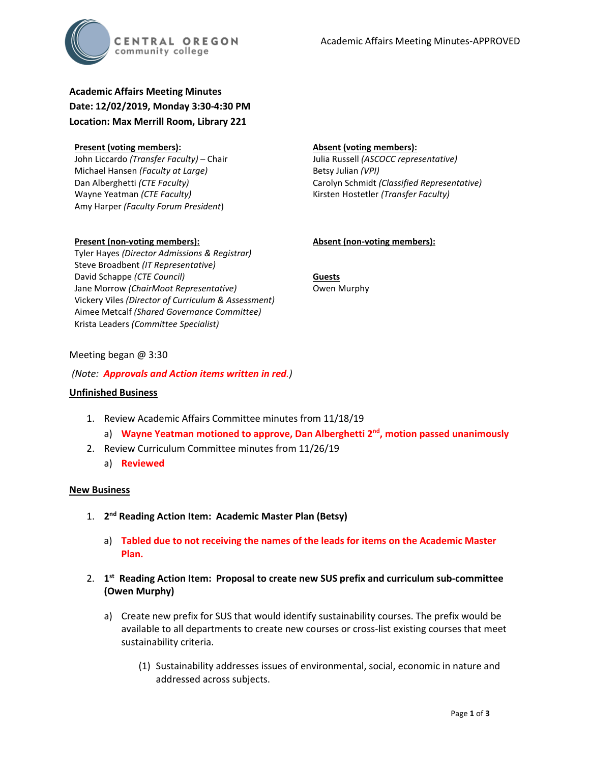# Academic Affairs Meeting Minutes

**Date: 12/02/2019, Monday 3:30-4:30 PM**

**Location: Max Merrill Room, Library 221**

**Present (voting members):**
John Liccardo *(Transfer Faculty)* – Chair
Michael Hansen *(Faculty at Large)*
Dan Alberghetti *(CTE Faculty)*
Wayne Yeatman *(CTE Faculty)*
Amy Harper *(Faculty Forum President)*

**Absent (voting members):**
Julia Russell *(ASCOCC representative)*
Betsy Julian *(VPI)*
Carolyn Schmidt *(Classified Representative)*
Kirsten Hostetler *(Transfer Faculty)*

**Present (non-voting members):**
Tyler Hayes *(Director Admissions & Registrar)*
Steve Broadbent *(IT Representative)*
David Schappe *(CTE Council)*
Jane Morrow *(ChairMoot Representative)*
Vickery Viles *(Director of Curriculum & Assessment)*
Aimee Metcalf *(Shared Governance Committee)*
Krista Leaders *(Committee Specialist)*

**Absent (non-voting members):**

**Guests**
Owen Murphy

Meeting began @ 3:30

*(Note: **Approvals and Action items written in red**.)*

## Unfinished Business

1. Review Academic Affairs Committee minutes from 11/18/19
   a) **Wayne Yeatman motioned to approve, Dan Alberghetti 2nd, motion passed unanimously**
2. Review Curriculum Committee minutes from 11/26/19
   a) **Reviewed**

## New Business

1. **2nd Reading Action Item: Academic Master Plan (Betsy)**
   a) **Tabled due to not receiving the names of the leads for items on the Academic Master Plan.**
2. **1st Reading Action Item: Proposal to create new SUS prefix and curriculum sub-committee (Owen Murphy)**
   a) Create new prefix for SUS that would identify sustainability courses. The prefix would be available to all departments to create new courses or cross-list existing courses that meet sustainability criteria.
      (1) Sustainability addresses issues of environmental, social, economic in nature and addressed across subjects.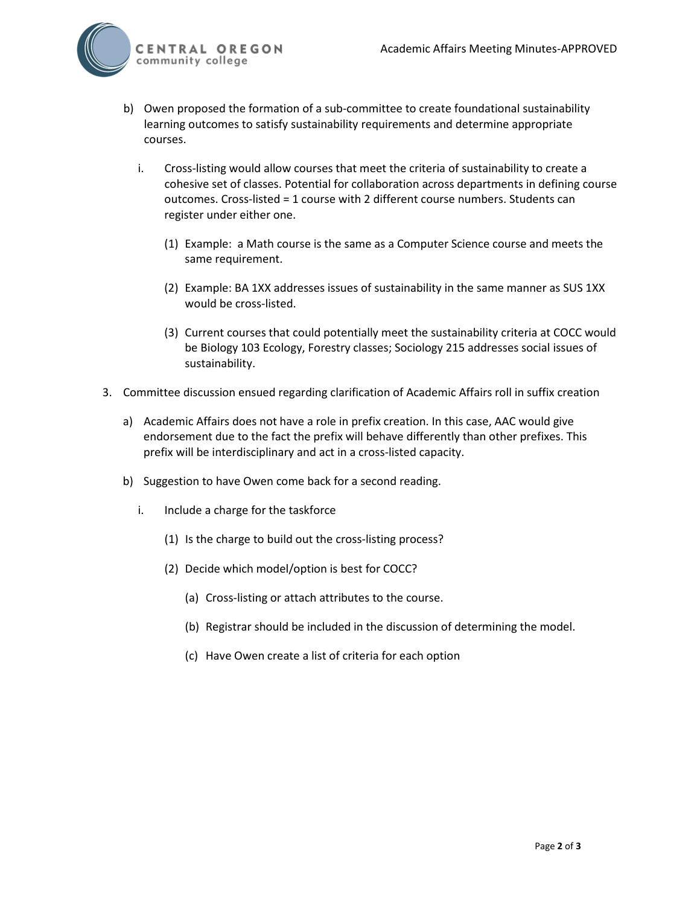b) Owen proposed the formation of a sub-committee to create foundational sustainability learning outcomes to satisfy sustainability requirements and determine appropriate courses.

   i. Cross-listing would allow courses that meet the criteria of sustainability to create a cohesive set of classes. Potential for collaboration across departments in defining course outcomes. Cross-listed = 1 course with 2 different course numbers. Students can register under either one.

      (1) Example: a Math course is the same as a Computer Science course and meets the same requirement.

      (2) Example: BA 1XX addresses issues of sustainability in the same manner as SUS 1XX would be cross-listed.

      (3) Current courses that could potentially meet the sustainability criteria at COCC would be Biology 103 Ecology, Forestry classes; Sociology 215 addresses social issues of sustainability.

3. Committee discussion ensued regarding clarification of Academic Affairs roll in suffix creation

   a) Academic Affairs does not have a role in prefix creation. In this case, AAC would give endorsement due to the fact the prefix will behave differently than other prefixes. This prefix will be interdisciplinary and act in a cross-listed capacity.

   b) Suggestion to have Owen come back for a second reading.

      i. Include a charge for the taskforce

         (1) Is the charge to build out the cross-listing process?

         (2) Decide which model/option is best for COCC?

            (a) Cross-listing or attach attributes to the course.

            (b) Registrar should be included in the discussion of determining the model.

            (c) Have Owen create a list of criteria for each option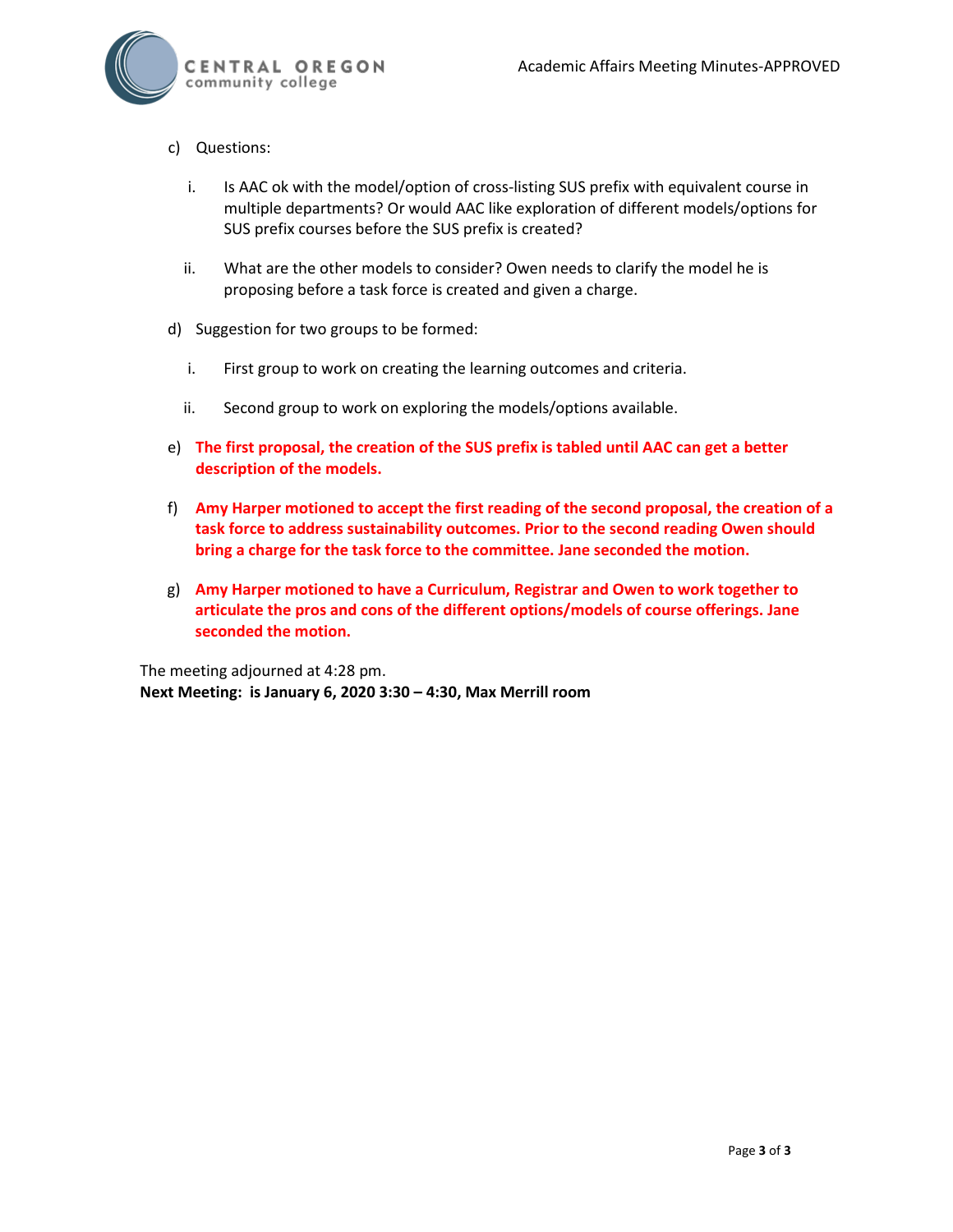c) Questions:

   i. Is AAC ok with the model/option of cross-listing SUS prefix with equivalent course in multiple departments? Or would AAC like exploration of different models/options for SUS prefix courses before the SUS prefix is created?

   ii. What are the other models to consider? Owen needs to clarify the model he is proposing before a task force is created and given a charge.

d) Suggestion for two groups to be formed:

   i. First group to work on creating the learning outcomes and criteria.

   ii. Second group to work on exploring the models/options available.

e) **The first proposal, the creation of the SUS prefix is tabled until AAC can get a better description of the models.**

f) **Amy Harper motioned to accept the first reading of the second proposal, the creation of a task force to address sustainability outcomes. Prior to the second reading Owen should bring a charge for the task force to the committee. Jane seconded the motion.**

g) **Amy Harper motioned to have a Curriculum, Registrar and Owen to work together to articulate the pros and cons of the different options/models of course offerings. Jane seconded the motion.**

The meeting adjourned at 4:28 pm.

**Next Meeting: is January 6, 2020 3:30 – 4:30, Max Merrill room**